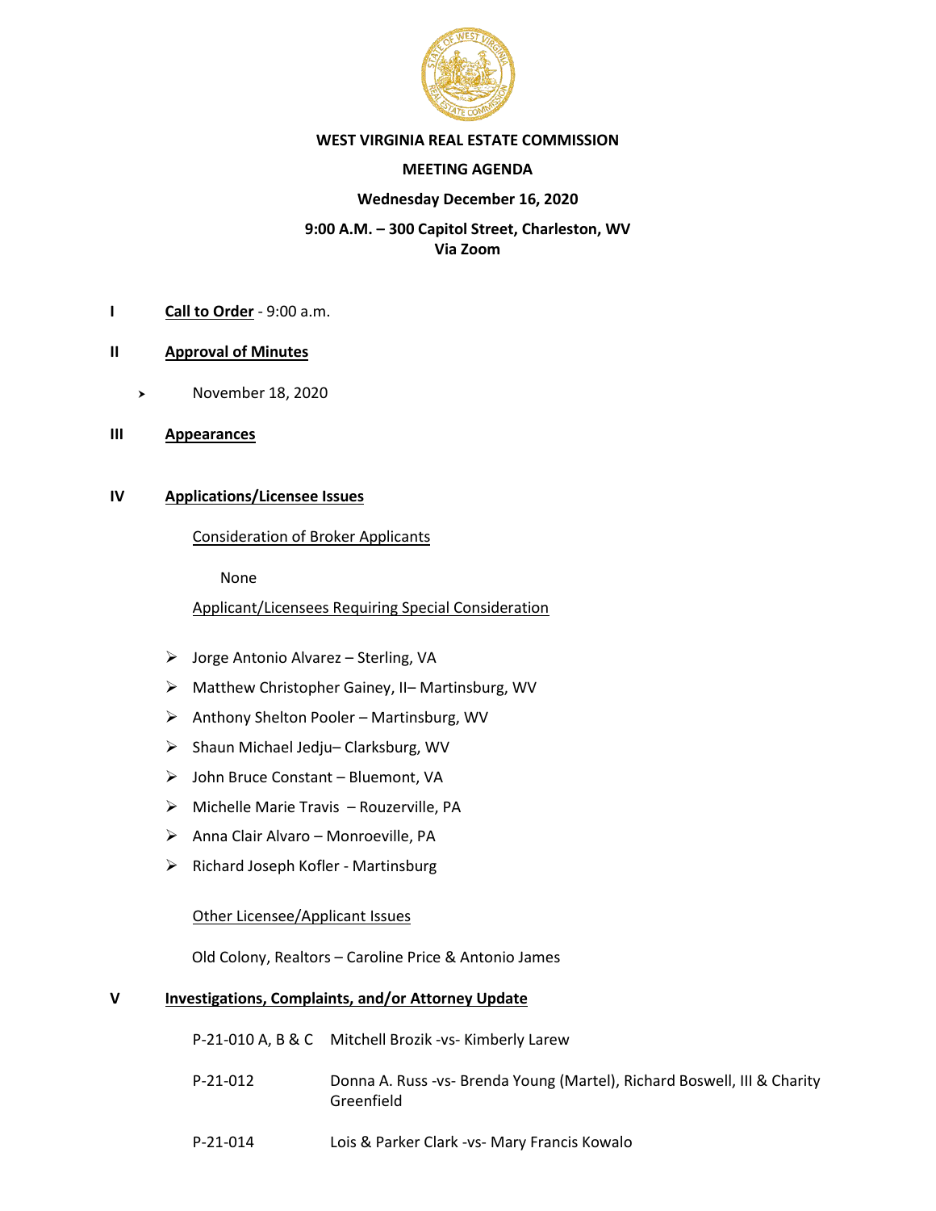# WEST VIRGINIA REAL ESTATE COMMISSION

## MEETING AGENDA

**Wednesday December 16, 2020**

**9:00 A.M. – 300 Capitol Street, Charleston, WV**
**Via Zoom**

**I** **Call to Order** - 9:00 a.m.

**II** **Approval of Minutes**

- November 18, 2020

**III** **Appearances**

**IV** **Applications/Licensee Issues**

Consideration of Broker Applicants

None

Applicant/Licensees Requiring Special Consideration

- Jorge Antonio Alvarez – Sterling, VA
- Matthew Christopher Gainey, II– Martinsburg, WV
- Anthony Shelton Pooler – Martinsburg, WV
- Shaun Michael Jedju– Clarksburg, WV
- John Bruce Constant – Bluemont, VA
- Michelle Marie Travis – Rouzerville, PA
- Anna Clair Alvaro – Monroeville, PA
- Richard Joseph Kofler - Martinsburg

Other Licensee/Applicant Issues

Old Colony, Realtors – Caroline Price & Antonio James

**V** **Investigations, Complaints, and/or Attorney Update**

P-21-010 A, B & C Mitchell Brozik -vs- Kimberly Larew

P-21-012 Donna A. Russ -vs- Brenda Young (Martel), Richard Boswell, III & Charity Greenfield

P-21-014 Lois & Parker Clark -vs- Mary Francis Kowalo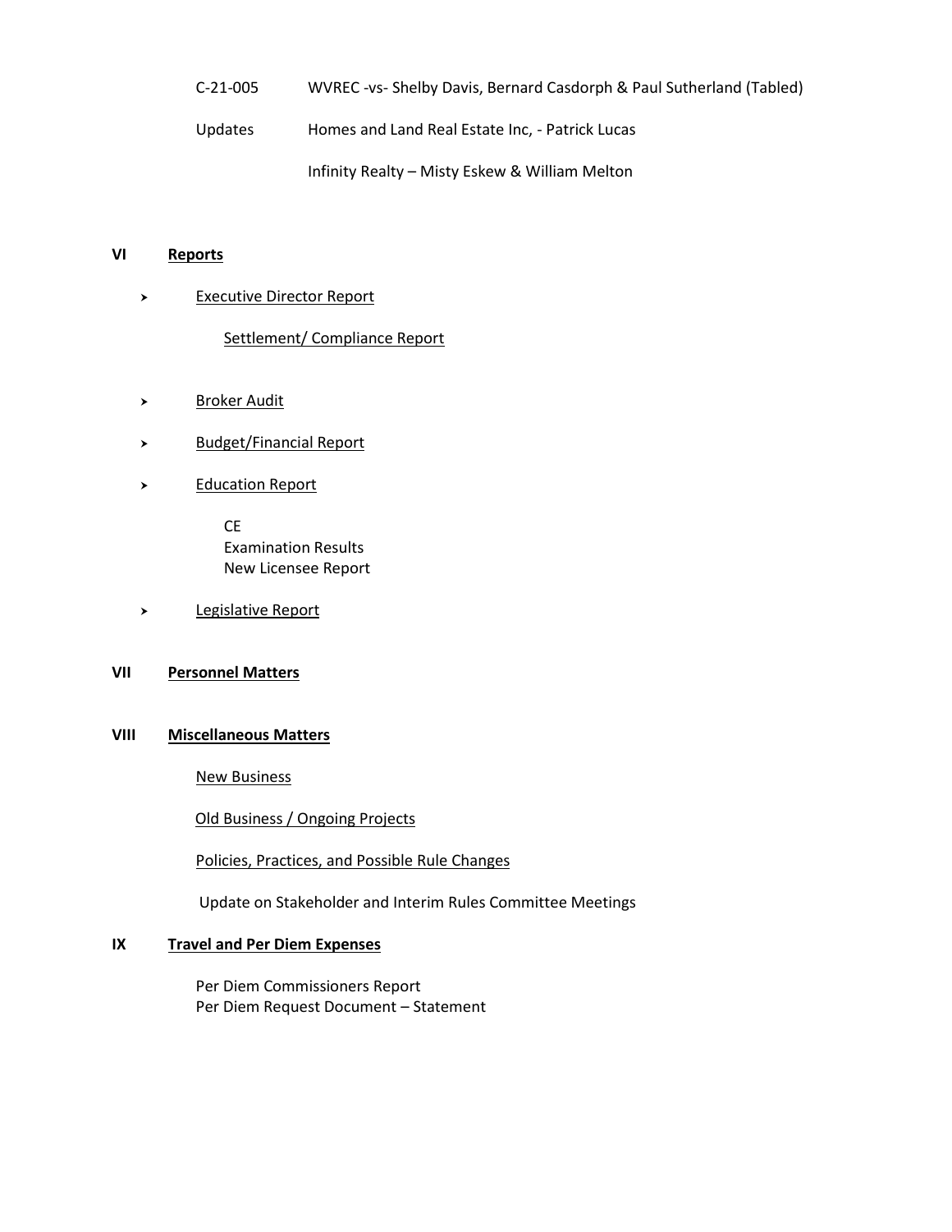C-21-005 WVREC -vs- Shelby Davis, Bernard Casdorph & Paul Sutherland (Tabled)

Updates Homes and Land Real Estate Inc, - Patrick Lucas

Infinity Realty – Misty Eskew & William Melton

## VI Reports

- Executive Director Report

  Settlement/ Compliance Report

- Broker Audit
- Budget/Financial Report
- Education Report

  CE
  Examination Results
  New Licensee Report

- Legislative Report

## VII Personnel Matters

## VIII Miscellaneous Matters

New Business

Old Business / Ongoing Projects

Policies, Practices, and Possible Rule Changes

Update on Stakeholder and Interim Rules Committee Meetings

## IX Travel and Per Diem Expenses

Per Diem Commissioners Report
Per Diem Request Document – Statement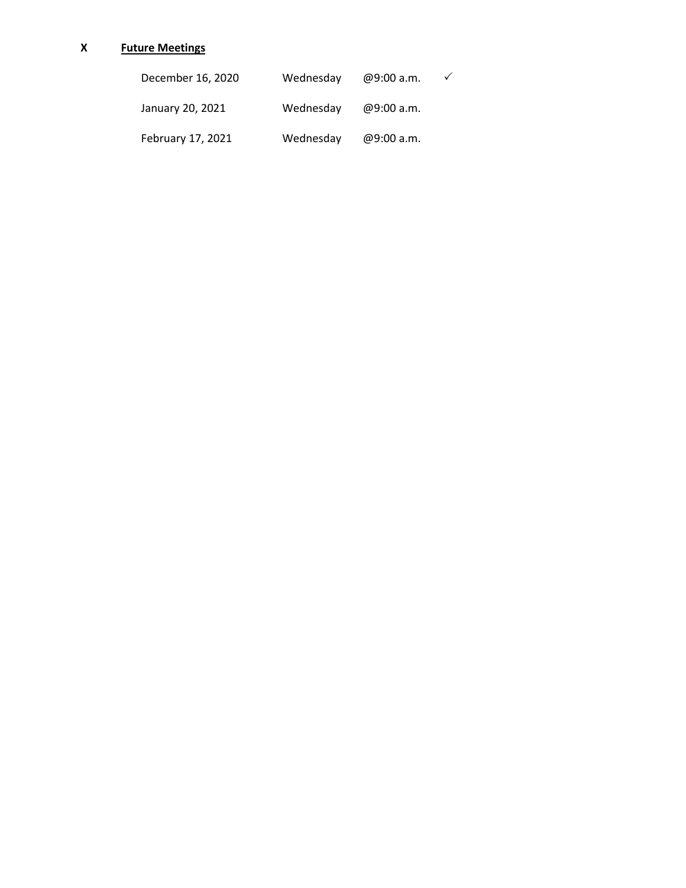## X **Future Meetings**

| | | | |
|---|---|---|---|
| December 16, 2020 | Wednesday | @9:00 a.m. | ✓ |
| January 20, 2021 | Wednesday | @9:00 a.m. | |
| February 17, 2021 | Wednesday | @9:00 a.m. | |